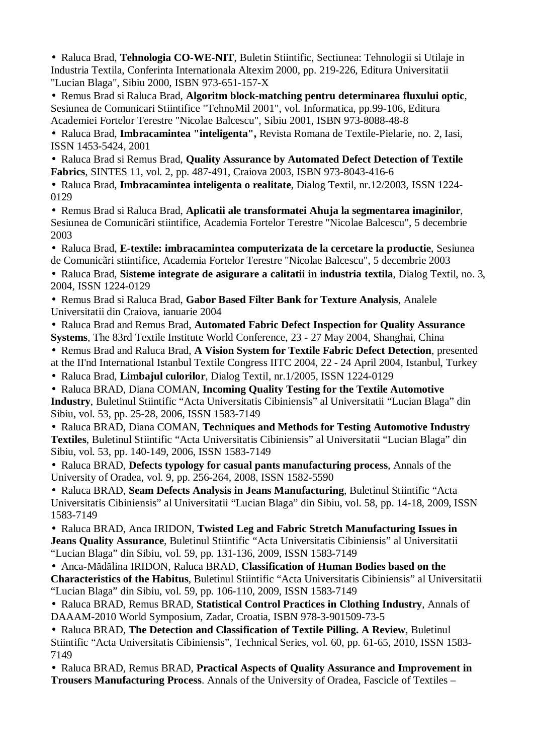- Raluca Brad, **Tehnologia CO-WE-NIT**, Buletin Stiintific, Sectiunea: Tehnologii si Utilaje in Industria Textila, Conferinta Internationala Altexim 2000, pp. 219-226, Editura Universitatii "Lucian Blaga", Sibiu 2000, ISBN 973-651-157-X
- Remus Brad si Raluca Brad, **Algoritm block-matching pentru determinarea fluxului optic**, Sesiunea de Comunicari Stiintifice "TehnoMil 2001", vol. Informatica, pp.99-106, Editura Academiei Fortelor Terestre "Nicolae Balcescu", Sibiu 2001, ISBN 973-8088-48-8
- Raluca Brad, **Imbracamintea "inteligenta",** Revista Romana de Textile-Pielarie, no. 2, Iasi, ISSN 1453-5424, 2001
- Raluca Brad si Remus Brad, **Quality Assurance by Automated Defect Detection of Textile Fabrics**, SINTES 11, vol. 2, pp. 487-491, Craiova 2003, ISBN 973-8043-416-6
- Raluca Brad, **Imbracamintea inteligenta o realitate**, Dialog Textil, nr.12/2003, ISSN 1224-0129
- Remus Brad si Raluca Brad, **Aplicatii ale transformatei Ahuja la segmentarea imaginilor**, Sesiunea de Comunicãri stiintifice, Academia Fortelor Terestre "Nicolae Balcescu", 5 decembrie 2003
- Raluca Brad, **E-textile: imbracamintea computerizata de la cercetare la productie**, Sesiunea de Comunicãri stiintifice, Academia Fortelor Terestre "Nicolae Balcescu", 5 decembrie 2003
- Raluca Brad, **Sisteme integrate de asigurare a calitatii in industria textila**, Dialog Textil, no. 3, 2004, ISSN 1224-0129
- Remus Brad si Raluca Brad, **Gabor Based Filter Bank for Texture Analysis**, Analele Universitatii din Craiova, ianuarie 2004
- Raluca Brad and Remus Brad, **Automated Fabric Defect Inspection for Quality Assurance Systems**, The 83rd Textile Institute World Conference, 23 - 27 May 2004, Shanghai, China
- Remus Brad and Raluca Brad, **A Vision System for Textile Fabric Defect Detection**, presented at the II'nd International Istanbul Textile Congress IITC 2004, 22 - 24 April 2004, Istanbul, Turkey
- Raluca Brad, **Limbajul culorilor**, Dialog Textil, nr.1/2005, ISSN 1224-0129
- Raluca BRAD, Diana COMAN, **Incoming Quality Testing for the Textile Automotive Industry**, Buletinul Stiintific "Acta Universitatis Cibiniensis" al Universitatii "Lucian Blaga" din Sibiu, vol. 53, pp. 25-28, 2006, ISSN 1583-7149
- Raluca BRAD, Diana COMAN, **Techniques and Methods for Testing Automotive Industry Textiles**, Buletinul Stiintific "Acta Universitatis Cibiniensis" al Universitatii "Lucian Blaga" din Sibiu, vol. 53, pp. 140-149, 2006, ISSN 1583-7149
- Raluca BRAD, **Defects typology for casual pants manufacturing process**, Annals of the University of Oradea, vol. 9, pp. 256-264, 2008, ISSN 1582-5590
- Raluca BRAD, **Seam Defects Analysis in Jeans Manufacturing**, Buletinul Stiintific "Acta Universitatis Cibiniensis" al Universitatii "Lucian Blaga" din Sibiu, vol. 58, pp. 14-18, 2009, ISSN 1583-7149
- Raluca BRAD, Anca IRIDON, **Twisted Leg and Fabric Stretch Manufacturing Issues in Jeans Quality Assurance**, Buletinul Stiintific "Acta Universitatis Cibiniensis" al Universitatii "Lucian Blaga" din Sibiu, vol. 59, pp. 131-136, 2009, ISSN 1583-7149
- Anca-Mădălina IRIDON, Raluca BRAD, **Classification of Human Bodies based on the Characteristics of the Habitus**, Buletinul Stiintific "Acta Universitatis Cibiniensis" al Universitatii "Lucian Blaga" din Sibiu, vol. 59, pp. 106-110, 2009, ISSN 1583-7149
- Raluca BRAD, Remus BRAD, **Statistical Control Practices in Clothing Industry**, Annals of DAAAM-2010 World Symposium, Zadar, Croatia, ISBN 978-3-901509-73-5
- Raluca BRAD, **The Detection and Classification of Textile Pilling. A Review**, Buletinul Stiintific "Acta Universitatis Cibiniensis", Technical Series, vol. 60, pp. 61-65, 2010, ISSN 1583-7149
- Raluca BRAD, Remus BRAD, **Practical Aspects of Quality Assurance and Improvement in Trousers Manufacturing Process**. Annals of the University of Oradea, Fascicle of Textiles –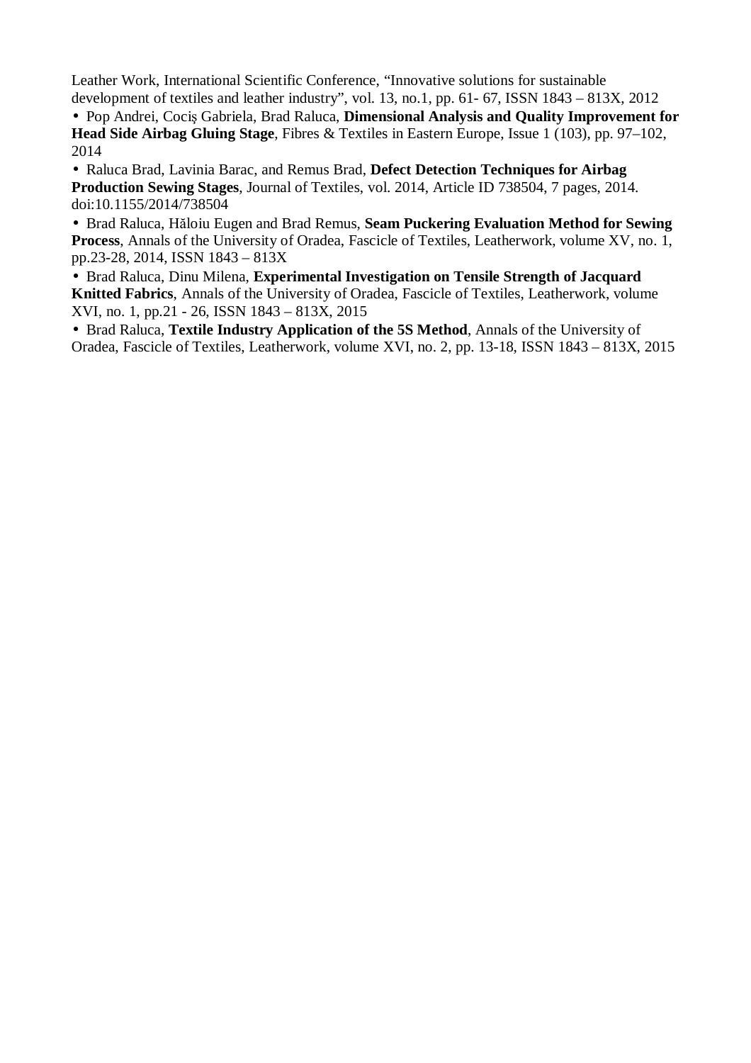Leather Work, International Scientific Conference, "Innovative solutions for sustainable development of textiles and leather industry", vol. 13, no.1, pp. 61- 67, ISSN 1843 – 813X, 2012

- Pop Andrei, Cociş Gabriela, Brad Raluca, **Dimensional Analysis and Quality Improvement for Head Side Airbag Gluing Stage**, Fibres & Textiles in Eastern Europe, Issue 1 (103), pp. 97–102, 2014
- Raluca Brad, Lavinia Barac, and Remus Brad, **Defect Detection Techniques for Airbag Production Sewing Stages**, Journal of Textiles, vol. 2014, Article ID 738504, 7 pages, 2014. doi:10.1155/2014/738504
- Brad Raluca, Hăloiu Eugen and Brad Remus, **Seam Puckering Evaluation Method for Sewing Process**, Annals of the University of Oradea, Fascicle of Textiles, Leatherwork, volume XV, no. 1, pp.23-28, 2014, ISSN 1843 – 813X
- Brad Raluca, Dinu Milena, **Experimental Investigation on Tensile Strength of Jacquard Knitted Fabrics**, Annals of the University of Oradea, Fascicle of Textiles, Leatherwork, volume XVI, no. 1, pp.21 - 26, ISSN 1843 – 813X, 2015
- Brad Raluca, **Textile Industry Application of the 5S Method**, Annals of the University of Oradea, Fascicle of Textiles, Leatherwork, volume XVI, no. 2, pp. 13-18, ISSN 1843 – 813X, 2015